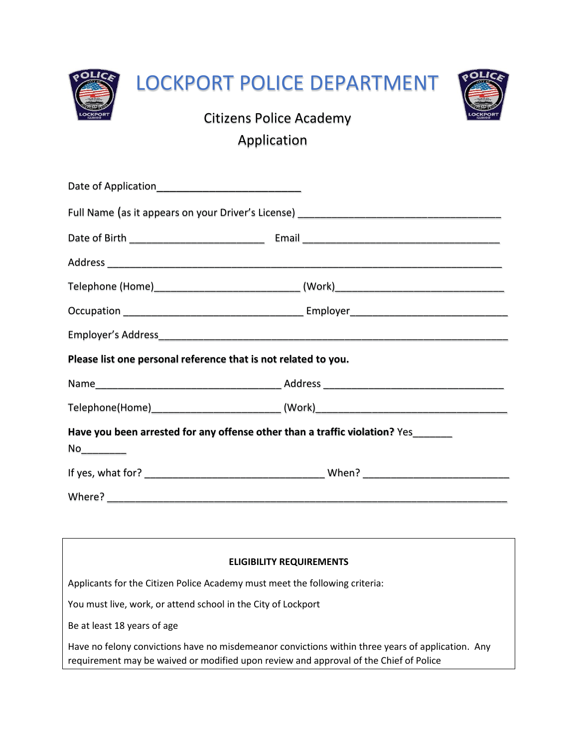# LOCKPORT POLICE DEPARTMENT

## Citizens Police Academy

## Application

Date of Application_________________________

Full Name (as it appears on your Driver's License) ____________________________________

Date of Birth ________________________ Email ___________________________________

Address _______________________________________________________________________

Telephone (Home)_________________________ (Work)____________________________

Occupation ________________________________ Employer___________________________

Employer's Address______________________________________________________________

**Please list one personal reference that is not related to you.**

Name_________________________________ Address ________________________________

Telephone(Home)_______________________ (Work)_________________________________

**Have you been arrested for any offense other than a traffic violation?** Yes_______ No________

If yes, what for? ________________________________ When? __________________________

Where? ________________________________________________________________________

---

**ELIGIBILITY REQUIREMENTS**

Applicants for the Citizen Police Academy must meet the following criteria:

You must live, work, or attend school in the City of Lockport

Be at least 18 years of age

Have no felony convictions have no misdemeanor convictions within three years of application. Any requirement may be waived or modified upon review and approval of the Chief of Police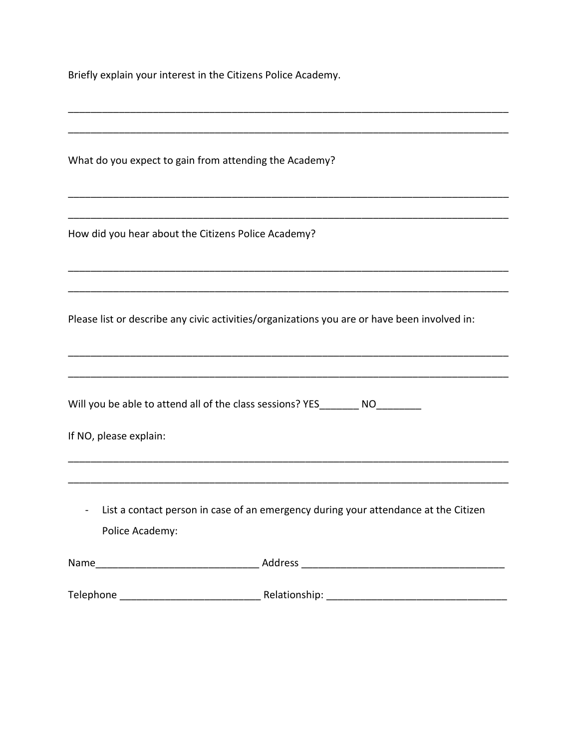Briefly explain your interest in the Citizens Police Academy.

________________________________________________________________________________

________________________________________________________________________________

What do you expect to gain from attending the Academy?

________________________________________________________________________________

________________________________________________________________________________

How did you hear about the Citizens Police Academy?

________________________________________________________________________________

________________________________________________________________________________

Please list or describe any civic activities/organizations you are or have been involved in:

________________________________________________________________________________

________________________________________________________________________________

Will you be able to attend all of the class sessions? YES_______ NO________

If NO, please explain:

________________________________________________________________________________

________________________________________________________________________________

- List a contact person in case of an emergency during your attendance at the Citizen Police Academy:

Name____________________________ Address ___________________________________

Telephone ________________________ Relationship: _______________________________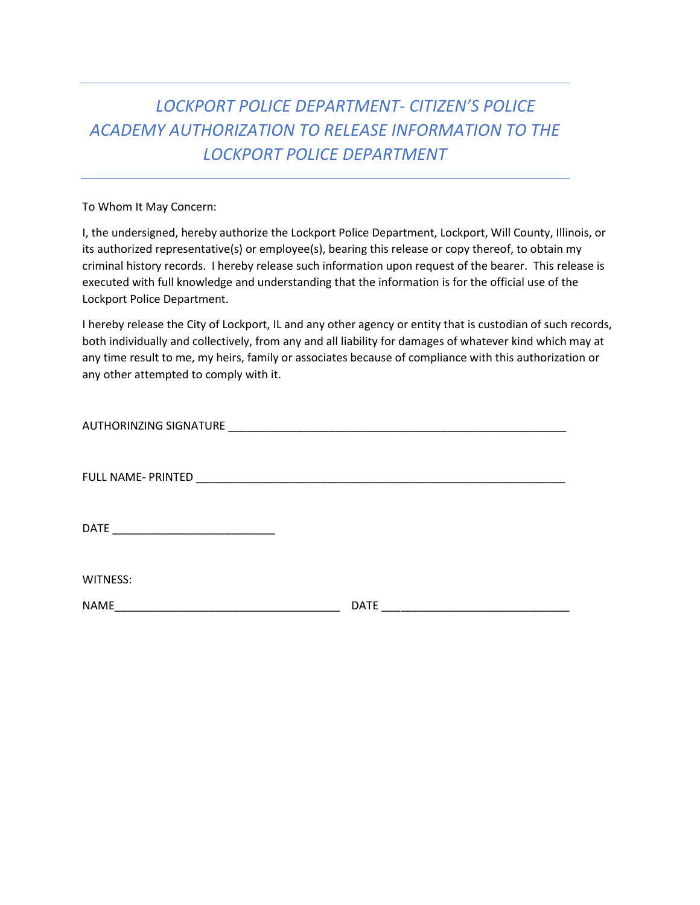# *LOCKPORT POLICE DEPARTMENT- CITIZEN'S POLICE ACADEMY AUTHORIZATION TO RELEASE INFORMATION TO THE LOCKPORT POLICE DEPARTMENT*

To Whom It May Concern:

I, the undersigned, hereby authorize the Lockport Police Department, Lockport, Will County, Illinois, or its authorized representative(s) or employee(s), bearing this release or copy thereof, to obtain my criminal history records. I hereby release such information upon request of the bearer. This release is executed with full knowledge and understanding that the information is for the official use of the Lockport Police Department.

I hereby release the City of Lockport, IL and any other agency or entity that is custodian of such records, both individually and collectively, from any and all liability for damages of whatever kind which may at any time result to me, my heirs, family or associates because of compliance with this authorization or any other attempted to comply with it.

AUTHORINZING SIGNATURE ___________________________________________________________

FULL NAME- PRINTED ________________________________________________________________

DATE ___________________________

WITNESS:

NAME_____________________________________ DATE ______________________________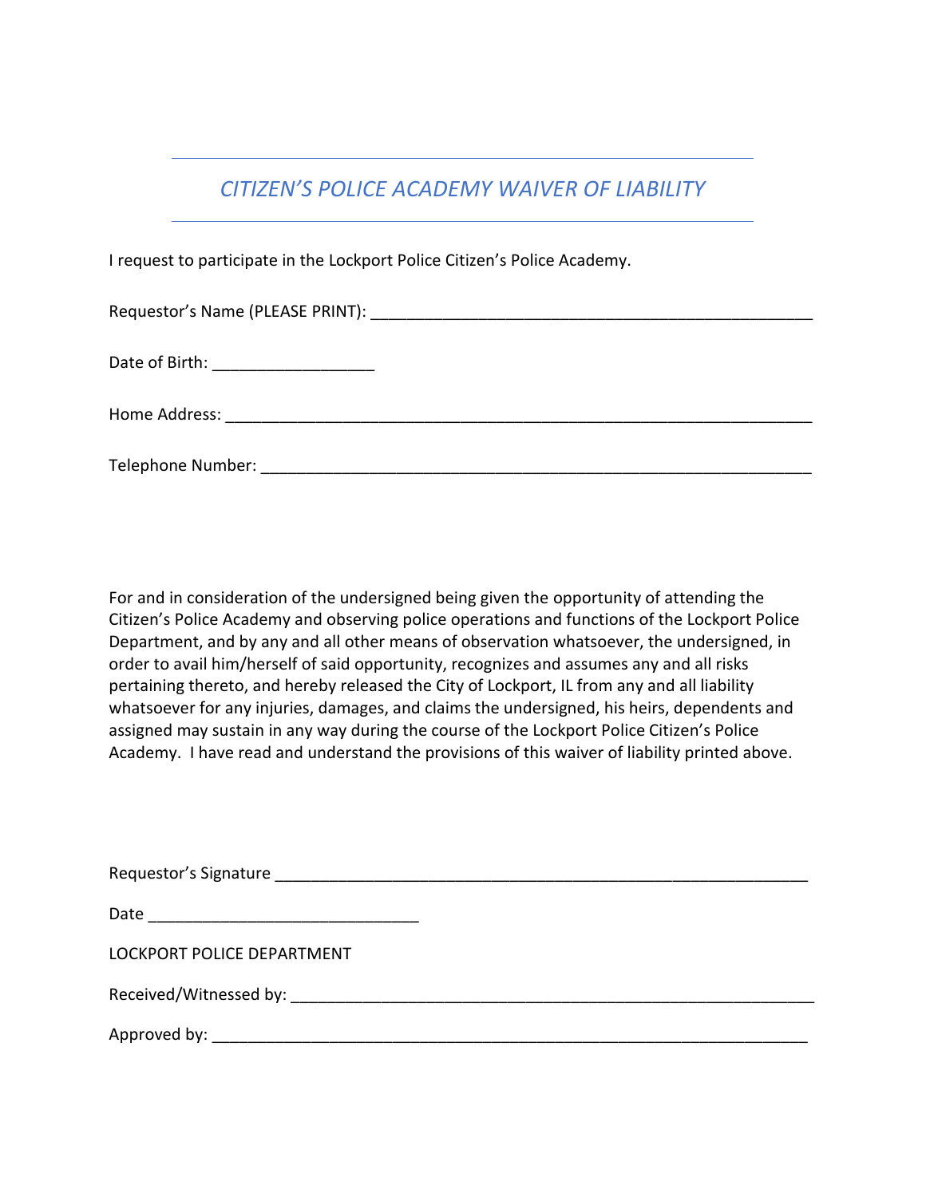# *CITIZEN'S POLICE ACADEMY WAIVER OF LIABILITY*

I request to participate in the Lockport Police Citizen's Police Academy.

Requestor's Name (PLEASE PRINT): _______________________________________________

Date of Birth: _________________

Home Address: _______________________________________________________________

Telephone Number: ____________________________________________________________

For and in consideration of the undersigned being given the opportunity of attending the Citizen's Police Academy and observing police operations and functions of the Lockport Police Department, and by any and all other means of observation whatsoever, the undersigned, in order to avail him/herself of said opportunity, recognizes and assumes any and all risks pertaining thereto, and hereby released the City of Lockport, IL from any and all liability whatsoever for any injuries, damages, and claims the undersigned, his heirs, dependents and assigned may sustain in any way during the course of the Lockport Police Citizen's Police Academy. I have read and understand the provisions of this waiver of liability printed above.

Requestor's Signature _________________________________________________________

Date ____________________________

LOCKPORT POLICE DEPARTMENT

Received/Witnessed by: _______________________________________________________

Approved by: _______________________________________________________________